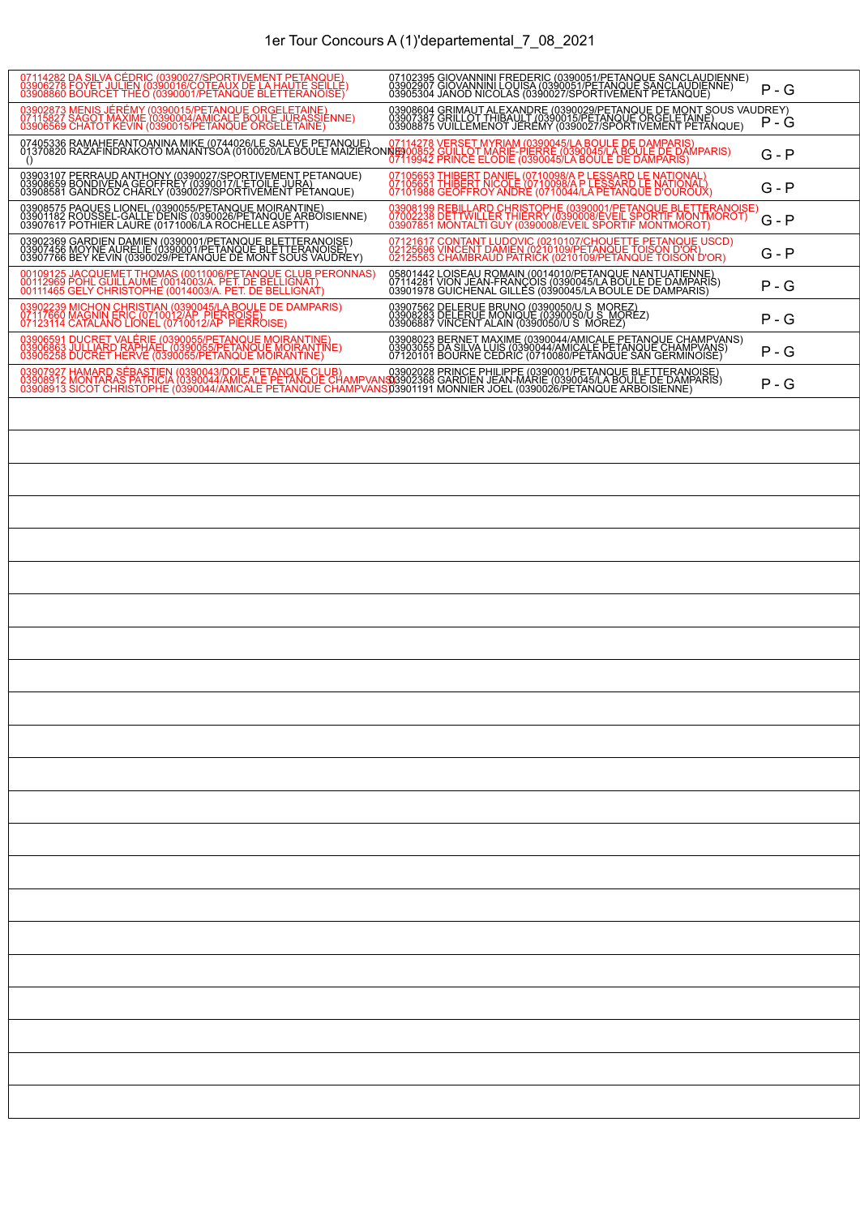# 1er Tour Concours A (1)'departemental_7_08_2021

| Équipe 1 | Équipe 2 | Résultat |
|---|---|---|
| 07114282 DA SILVA CÉDRIC (0390027/SPORTIVEMENT PETANQUE)<br>03906278 FOYET JULIEN (0390016/COTEAUX DE LA HAUTE SEILLE)<br>03908860 BOURCET THEO (0390001/PETANQUE BLETTERANOISE) | 07102395 GIOVANNINI FREDERIC (0390051/PETANQUE SANCLAUDIENNE)<br>03902907 GIOVANNINI LOUISA (0390051/PETANQUE SANCLAUDIENNE)<br>03905304 JANOD NICOLAS (0390027/SPORTIVEMENT PETANQUE) | P - G |
| 03902873 MENIS JÉRÉMY (0390015/PETANQUE ORGELETAINE)<br>07115827 SAGOT MAXIME (0390004/AMICALE BOULE JURASSIENNE)<br>03906569 CHATOT KEVIN (0390015/PETANQUE ORGELETAINE) | 03908604 GRIMAUT ALEXANDRE (0390029/PETANQUE DE MONT SOUS VAUDREY)<br>03907387 GRILLOT THIBAULT (0390015/PETANQUE ORGELETAINE)<br>03908875 VUILLEMENOT JEREMY (0390027/SPORTIVEMENT PETANQUE) | P - G |
| 07405336 RAMAHEFANTOANINA MIKE (0744026/LE SALEVE PETANQUE)<br>01370820 RAZAFINDRAKOTO MANANTSOA (0100020/LA BOULE MAIZIERONNE)<br>() | 07114278 VERSET MYRIAM (0390045/LA BOULE DE DAMPARIS)<br>03900852 GUILLOT MARIE-PIERRE (0390045/LA BOULE DE DAMPARIS)<br>07119942 PRINCE ELODIE (0390045/LA BOULE DE DAMPARIS) | G - P |
| 03903107 PERRAUD ANTHONY (0390027/SPORTIVEMENT PETANQUE)<br>03908659 BONDIVENA GEOFFREY (0390017/L'ETOILE JURA)<br>03908581 GANDROZ CHARLY (0390027/SPORTIVEMENT PETANQUE) | 07105653 THIBERT DANIEL (0710098/A P LESSARD LE NATIONAL)<br>07105651 THIBERT NICOLE (0710098/A P LESSARD LE NATIONAL)<br>07101988 GEOFFROY ANDRE (0710044/LA PETANQUE D'OUROUX) | G - P |
| 03908575 PAQUES LIONEL (0390055/PETANQUE MOIRANTINE)<br>03901182 ROUSSEL-GALLE DENIS (0390026/PETANQUE ARBOISIENNE)<br>03907617 POTHIER LAURE (0171006/LA ROCHELLE ASPTT) | 03908199 REBILLARD CHRISTOPHE (0390001/PETANQUE BLETTERANOISE)<br>07002238 DETTWILLER THIERRY (0390008/EVEIL SPORTIF MONTMOROT)<br>03907851 MONTALTI GUY (0390008/EVEIL SPORTIF MONTMOROT) | G - P |
| 03902369 GARDIEN DAMIEN (0390001/PETANQUE BLETTERANOISE)<br>03907456 MOYNE AURELIE (0390001/PETANQUE BLETTERANOISE)<br>03907766 BEY KEVIN (0390029/PETANQUE DE MONT SOUS VAUDREY) | 07121617 CONTANT LUDOVIC (0210107/CHOUETTE PETANQUE USCD)<br>02125696 VINCENT DAMIEN (0210109/PETANQUE TOISON D'OR)<br>02125563 CHAMBRAUD PATRICK (0210109/PETANQUE TOISON D'OR) | G - P |
| 00109125 JACQUEMET THOMAS (0011006/PETANQUE CLUB PERONNAS)<br>00112969 POHL GUILLAUME (0014003/A. PET. DE BELLIGNAT)<br>00111465 GELY CHRISTOPHE (0014003/A. PET. DE BELLIGNAT) | 05801442 LOISEAU ROMAIN (0014010/PETANQUE NANTUATIENNE)<br>07114281 VION JEAN-FRANÇOIS (0390045/LA BOULE DE DAMPARIS)<br>03901978 GUICHENAL GILLES (0390045/LA BOULE DE DAMPARIS) | P - G |
| 03902239 MICHON CHRISTIAN (0390045/LA BOULE DE DAMPARIS)<br>07117660 MAGNIN ERIC (0710012/AP PIERROISE)<br>07123114 CATALANO LIONEL (0710012/AP PIERROISE) | 03907562 DELERUE BRUNO (0390050/U S MOREZ)<br>03908283 DELERUE MONIQUE (0390050/U S MOREZ)<br>03906887 VINCENT ALAIN (0390050/U S MOREZ) | P - G |
| 03906591 DUCRET VALÉRIE (0390055/PETANQUE MOIRANTINE)<br>03906863 JULLIARD RAPHAEL (0390055/PETANQUE MOIRANTINE)<br>03905258 DUCRET HERVE (0390055/PETANQUE MOIRANTINE) | 03908023 BERNET MAXIME (0390044/AMICALE PETANQUE CHAMPVANS)<br>03903055 DA SILVA LUIS (0390044/AMICALE PETANQUE CHAMPVANS)<br>07120101 BOURNE CEDRIC (0710080/PETANQUE SAN GERMINOISE) | P - G |
| 03907927 HAMARD SÉBASTIEN (0390043/DOLE PETANQUE CLUB)<br>03908912 MONTARAS PATRICIA (0390044/AMICALE PETANQUE CHAMPVANS)<br>03908913 SICOT CHRISTOPHE (0390044/AMICALE PETANQUE CHAMPVANS) | 03902028 PRINCE PHILIPPE (0390001/PETANQUE BLETTERANOISE)<br>03902368 GARDIEN JEAN-MARIE (0390045/LA BOULE DE DAMPARIS)<br>03901191 MONNIER JOEL (0390026/PETANQUE ARBOISIENNE) | P - G |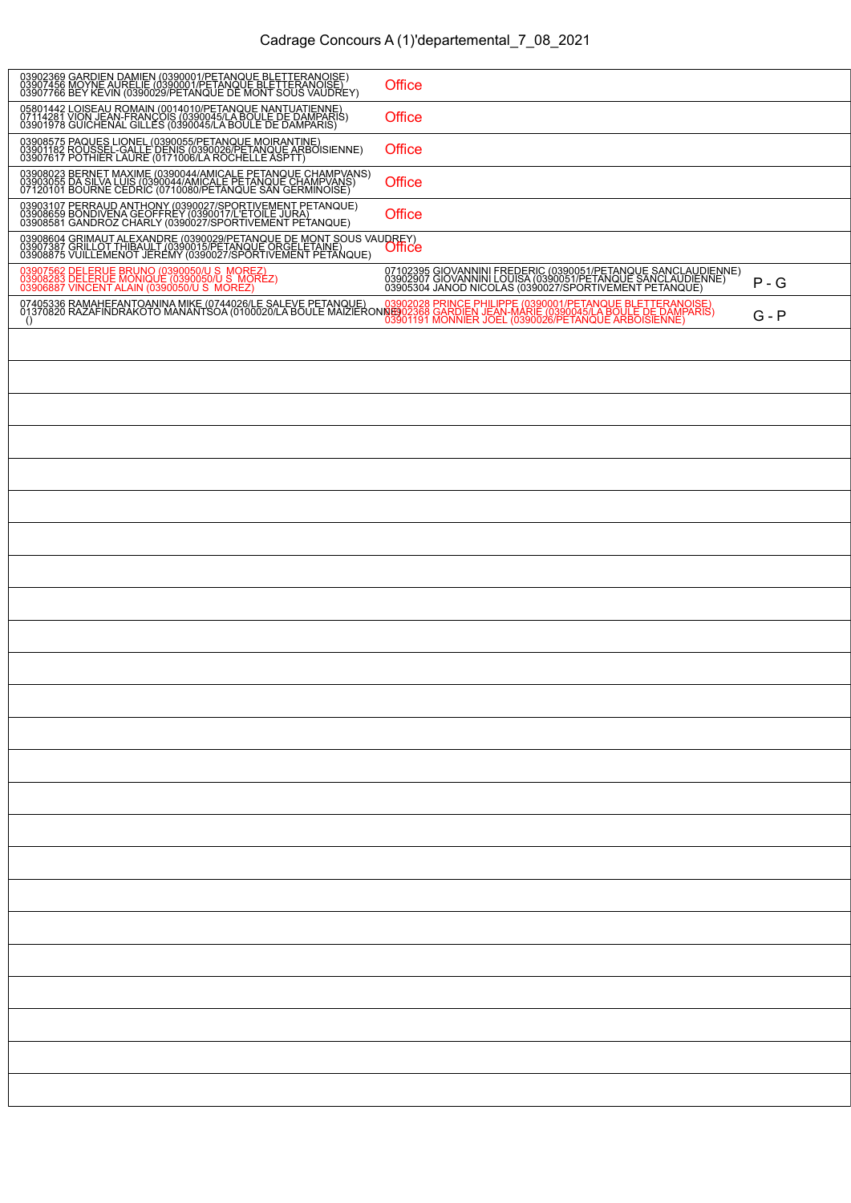# Cadrage Concours A (1)'departemental_7_08_2021

| Équipe 1 | Équipe 2 | |
|---|---|---|
| 03902369 GARDIEN DAMIEN (0390001/PETANQUE BLETTERANOISE)<br>03907456 MOYNE AURELIE (0390001/PETANQUE BLETTERANOISE)<br>03907766 BEY KEVIN (0390029/PETANQUE DE MONT SOUS VAUDREY) | Office | |
| 05801442 LOISEAU ROMAIN (0014010/PETANQUE NANTUATIENNE)<br>07114281 VION JEAN-FRANÇOIS (0390045/LA BOULE DE DAMPARIS)<br>03901978 GUICHENAL GILLES (0390045/LA BOULE DE DAMPARIS) | Office | |
| 03908575 PAQUES LIONEL (0390055/PETANQUE MOIRANTINE)<br>03901182 ROUSSEL-GALLE DENIS (0390026/PETANQUE ARBOISIENNE)<br>03907617 POTHIER LAURE (0171006/LA ROCHELLE ASPTT) | Office | |
| 03908023 BERNET MAXIME (0390044/AMICALE PETANQUE CHAMPVANS)<br>03903055 DA SILVA LUIS (0390044/AMICALE PETANQUE CHAMPVANS)<br>07120101 BOURNE CEDRIC (0710080/PETANQUE SAN GERMINOISE) | Office | |
| 03903107 PERRAUD ANTHONY (0390027/SPORTIVEMENT PETANQUE)<br>03908659 BONDIVENA GEOFFREY (0390017/L'ETOILE JURA)<br>03908581 GANDROZ CHARLY (0390027/SPORTIVEMENT PETANQUE) | Office | |
| 03908604 GRIMAUT ALEXANDRE (0390029/PETANQUE DE MONT SOUS VAUDREY)<br>03907387 GRILLOT THIBAULT (0390015/PETANQUE ORGELETAINE)<br>03908875 VUILLEMENOT JEREMY (0390027/SPORTIVEMENT PETANQUE) | Office | |
| 03907562 DELERUE BRUNO (0390050/U S MOREZ)<br>03908283 DELERUE MONIQUE (0390050/U S MOREZ)<br>03906887 VINCENT ALAIN (0390050/U S MOREZ) | 07102395 GIOVANNINI FREDERIC (0390051/PETANQUE SANCLAUDIENNE)<br>03902907 GIOVANNINI LOUISA (0390051/PETANQUE SANCLAUDIENNE)<br>03905304 JANOD NICOLAS (0390027/SPORTIVEMENT PETANQUE) | P - G |
| 07405336 RAMAHEFANTOANINA MIKE (0744026/LE SALEVE PETANQUE)<br>01370820 RAZAFINDRAKOTO MANANTSOA (0100020/LA BOULE MAIZIERONNE)<br>() | 03902028 PRINCE PHILIPPE (0390001/PETANQUE BLETTERANOISE)<br>03902368 GARDIEN JEAN-MARIE (0390045/LA BOULE DE DAMPARIS)<br>03901191 MONNIER JOEL (0390026/PETANQUE ARBOISIENNE) | G - P |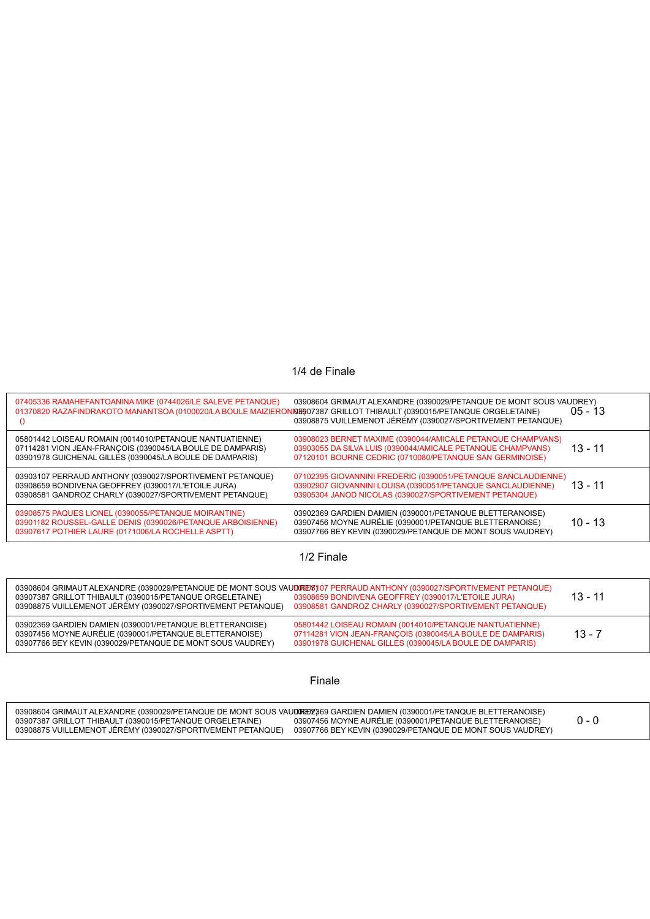## 1/4 de Finale

| Équipe 1 | Équipe 2 | Score |
|---|---|---|
| 07405336 RAMAHEFANTOANINA MIKE (0744026/LE SALEVE PETANQUE)<br>01370820 RAZAFINDRAKOTO MANANTSOA (0100020/LA BOULE MAIZIERONNE)<br>() | 03908604 GRIMAUT ALEXANDRE (0390029/PETANQUE DE MONT SOUS VAUDREY)<br>03907387 GRILLOT THIBAULT (0390015/PETANQUE ORGELETAINE)<br>03908875 VUILLEMENOT JÉRÉMY (0390027/SPORTIVEMENT PETANQUE) | 05 - 13 |
| 05801442 LOISEAU ROMAIN (0014010/PETANQUE NANTUATIENNE)<br>07114281 VION JEAN-FRANÇOIS (0390045/LA BOULE DE DAMPARIS)<br>03901978 GUICHENAL GILLES (0390045/LA BOULE DE DAMPARIS) | 03908023 BERNET MAXIME (0390044/AMICALE PETANQUE CHAMPVANS)<br>03903055 DA SILVA LUIS (0390044/AMICALE PETANQUE CHAMPVANS)<br>07120101 BOURNE CEDRIC (0710080/PETANQUE SAN GERMINOISE) | 13 - 11 |
| 03903107 PERRAUD ANTHONY (0390027/SPORTIVEMENT PETANQUE)<br>03908659 BONDIVENA GEOFFREY (0390017/L'ETOILE JURA)<br>03908581 GANDROZ CHARLY (0390027/SPORTIVEMENT PETANQUE) | 07102395 GIOVANNINI FREDERIC (0390051/PETANQUE SANCLAUDIENNE)<br>03902907 GIOVANNINI LOUISA (0390051/PETANQUE SANCLAUDIENNE)<br>03905304 JANOD NICOLAS (0390027/SPORTIVEMENT PETANQUE) | 13 - 11 |
| 03908575 PAQUES LIONEL (0390055/PETANQUE MOIRANTINE)<br>03901182 ROUSSEL-GALLE DENIS (0390026/PETANQUE ARBOISIENNE)<br>03907617 POTHIER LAURE (0171006/LA ROCHELLE ASPTT) | 03902369 GARDIEN DAMIEN (0390001/PETANQUE BLETTERANOISE)<br>03907456 MOYNE AURÉLIE (0390001/PETANQUE BLETTERANOISE)<br>03907766 BEY KEVIN (0390029/PETANQUE DE MONT SOUS VAUDREY) | 10 - 13 |

## 1/2 Finale

| Équipe 1 | Équipe 2 | Score |
|---|---|---|
| 03908604 GRIMAUT ALEXANDRE (0390029/PETANQUE DE MONT SOUS VAUDREY)<br>03907387 GRILLOT THIBAULT (0390015/PETANQUE ORGELETAINE)<br>03908875 VUILLEMENOT JÉRÉMY (0390027/SPORTIVEMENT PETANQUE) | 03903107 PERRAUD ANTHONY (0390027/SPORTIVEMENT PETANQUE)<br>03908659 BONDIVENA GEOFFREY (0390017/L'ETOILE JURA)<br>03908581 GANDROZ CHARLY (0390027/SPORTIVEMENT PETANQUE) | 13 - 11 |
| 03902369 GARDIEN DAMIEN (0390001/PETANQUE BLETTERANOISE)<br>03907456 MOYNE AURÉLIE (0390001/PETANQUE BLETTERANOISE)<br>03907766 BEY KEVIN (0390029/PETANQUE DE MONT SOUS VAUDREY) | 05801442 LOISEAU ROMAIN (0014010/PETANQUE NANTUATIENNE)<br>07114281 VION JEAN-FRANÇOIS (0390045/LA BOULE DE DAMPARIS)<br>03901978 GUICHENAL GILLES (0390045/LA BOULE DE DAMPARIS) | 13 - 7 |

## Finale

| Équipe 1 | Équipe 2 | Score |
|---|---|---|
| 03908604 GRIMAUT ALEXANDRE (0390029/PETANQUE DE MONT SOUS VAUDREY)<br>03907387 GRILLOT THIBAULT (0390015/PETANQUE ORGELETAINE)<br>03908875 VUILLEMENOT JÉRÉMY (0390027/SPORTIVEMENT PETANQUE) | 03902369 GARDIEN DAMIEN (0390001/PETANQUE BLETTERANOISE)<br>03907456 MOYNE AURÉLIE (0390001/PETANQUE BLETTERANOISE)<br>03907766 BEY KEVIN (0390029/PETANQUE DE MONT SOUS VAUDREY) | 0 - 0 |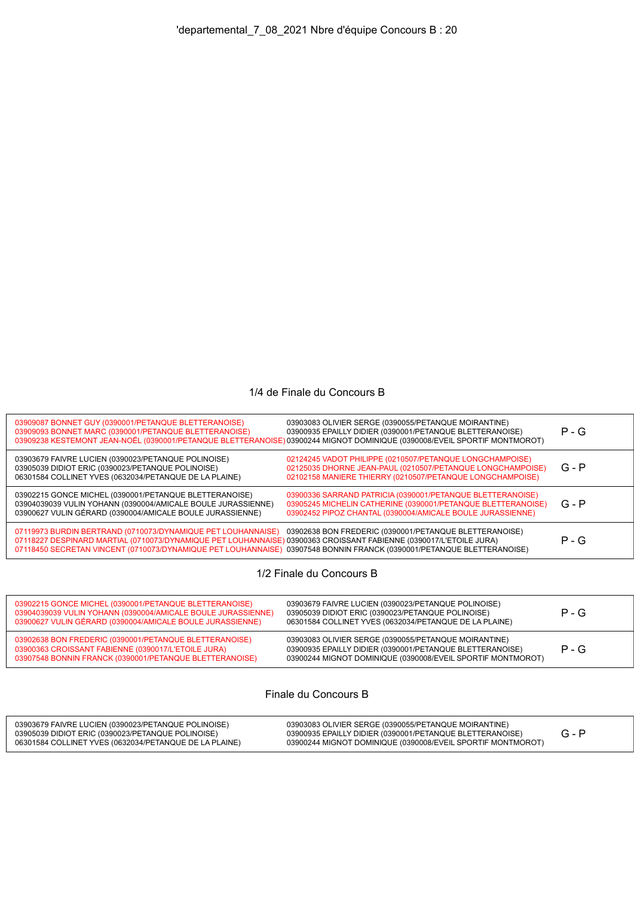'departemental_7_08_2021 Nbre d'équipe Concours B : 20

## 1/4 de Finale du Concours B

| | | |
|---|---|---|
| 03909087 BONNET GUY (0390001/PETANQUE BLETTERANOISE)<br>03909093 BONNET MARC (0390001/PETANQUE BLETTERANOISE)<br>03909238 KESTEMONT JEAN-NOËL (0390001/PETANQUE BLETTERANOISE) | 03903083 OLIVIER SERGE (0390055/PETANQUE MOIRANTINE)<br>03900935 EPAILLY DIDIER (0390001/PETANQUE BLETTERANOISE)<br>03900244 MIGNOT DOMINIQUE (0390008/EVEIL SPORTIF MONTMOROT) | P - G |
| 03903679 FAIVRE LUCIEN (0390023/PETANQUE POLINOISE)<br>03905039 DIDIOT ERIC (0390023/PETANQUE POLINOISE)<br>06301584 COLLINET YVES (0632034/PETANQUE DE LA PLAINE) | 02124245 VADOT PHILIPPE (0210507/PETANQUE LONGCHAMPOISE)<br>02125035 DHORNE JEAN-PAUL (0210507/PETANQUE LONGCHAMPOISE)<br>02102158 MANIERE THIERRY (0210507/PETANQUE LONGCHAMPOISE) | G - P |
| 03902215 GONCE MICHEL (0390001/PETANQUE BLETTERANOISE)<br>03904039039 VULIN YOHANN (0390004/AMICALE BOULE JURASSIENNE)<br>03900627 VULIN GÉRARD (0390004/AMICALE BOULE JURASSIENNE) | 03900336 SARRAND PATRICIA (0390001/PETANQUE BLETTERANOISE)<br>03905245 MICHELIN CATHERINE (0390001/PETANQUE BLETTERANOISE)<br>03902452 PIPOZ CHANTAL (0390004/AMICALE BOULE JURASSIENNE) | G - P |
| 07119973 BURDIN BERTRAND (0710073/DYNAMIQUE PET LOUHANNAISE)<br>07118227 DESPINARD MARTIAL (0710073/DYNAMIQUE PET LOUHANNAISE)<br>07118450 SECRETAN VINCENT (0710073/DYNAMIQUE PET LOUHANNAISE) | 03902638 BON FREDERIC (0390001/PETANQUE BLETTERANOISE)<br>03900363 CROISSANT FABIENNE (0390017/L'ETOILE JURA)<br>03907548 BONNIN FRANCK (0390001/PETANQUE BLETTERANOISE) | P - G |

## 1/2 Finale du Concours B

| | | |
|---|---|---|
| 03902215 GONCE MICHEL (0390001/PETANQUE BLETTERANOISE)<br>03904039039 VULIN YOHANN (0390004/AMICALE BOULE JURASSIENNE)<br>03900627 VULIN GÉRARD (0390004/AMICALE BOULE JURASSIENNE) | 03903679 FAIVRE LUCIEN (0390023/PETANQUE POLINOISE)<br>03905039 DIDIOT ERIC (0390023/PETANQUE POLINOISE)<br>06301584 COLLINET YVES (0632034/PETANQUE DE LA PLAINE) | P - G |
| 03902638 BON FREDERIC (0390001/PETANQUE BLETTERANOISE)<br>03900363 CROISSANT FABIENNE (0390017/L'ETOILE JURA)<br>03907548 BONNIN FRANCK (0390001/PETANQUE BLETTERANOISE) | 03903083 OLIVIER SERGE (0390055/PETANQUE MOIRANTINE)<br>03900935 EPAILLY DIDIER (0390001/PETANQUE BLETTERANOISE)<br>03900244 MIGNOT DOMINIQUE (0390008/EVEIL SPORTIF MONTMOROT) | P - G |

## Finale du Concours B

| | | |
|---|---|---|
| 03903679 FAIVRE LUCIEN (0390023/PETANQUE POLINOISE)<br>03905039 DIDIOT ERIC (0390023/PETANQUE POLINOISE)<br>06301584 COLLINET YVES (0632034/PETANQUE DE LA PLAINE) | 03903083 OLIVIER SERGE (0390055/PETANQUE MOIRANTINE)<br>03900935 EPAILLY DIDIER (0390001/PETANQUE BLETTERANOISE)<br>03900244 MIGNOT DOMINIQUE (0390008/EVEIL SPORTIF MONTMOROT) | G - P |